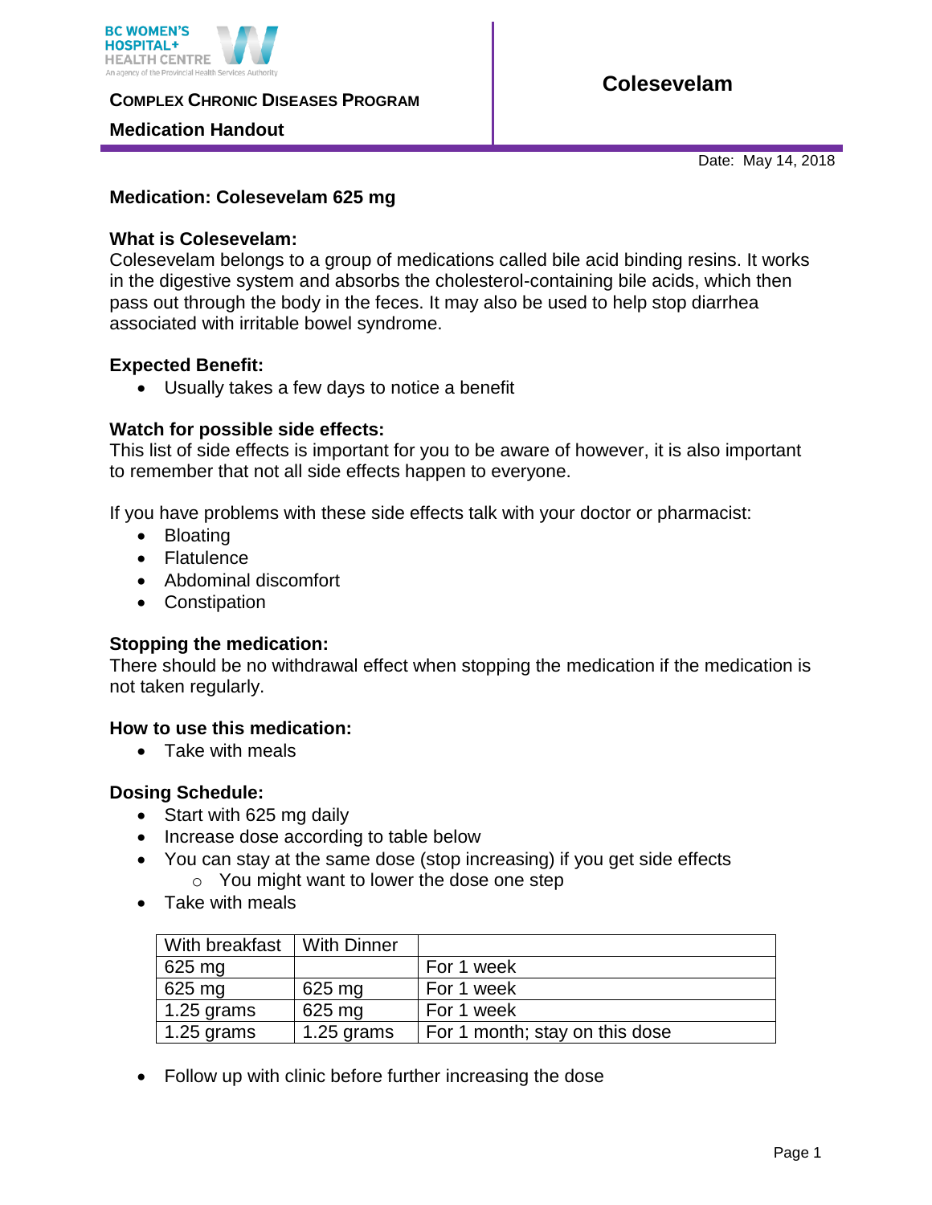BC WOMEN'S HOSPITAL+ HEALTH CENTRE
An agency of the Provincial Health Services Authority

**COMPLEX CHRONIC DISEASES PROGRAM**

**Medication Handout**

# Colesevelam

Date: May 14, 2018

**Medication: Colesevelam 625 mg**

**What is Colesevelam:**
Colesevelam belongs to a group of medications called bile acid binding resins. It works in the digestive system and absorbs the cholesterol-containing bile acids, which then pass out through the body in the feces. It may also be used to help stop diarrhea associated with irritable bowel syndrome.

**Expected Benefit:**

- Usually takes a few days to notice a benefit

**Watch for possible side effects:**
This list of side effects is important for you to be aware of however, it is also important to remember that not all side effects happen to everyone.

If you have problems with these side effects talk with your doctor or pharmacist:

- Bloating
- Flatulence
- Abdominal discomfort
- Constipation

**Stopping the medication:**
There should be no withdrawal effect when stopping the medication if the medication is not taken regularly.

**How to use this medication:**

- Take with meals

**Dosing Schedule:**

- Start with 625 mg daily
- Increase dose according to table below
- You can stay at the same dose (stop increasing) if you get side effects
  - You might want to lower the dose one step
- Take with meals

| With breakfast | With Dinner | |
|---|---|---|
| 625 mg | | For 1 week |
| 625 mg | 625 mg | For 1 week |
| 1.25 grams | 625 mg | For 1 week |
| 1.25 grams | 1.25 grams | For 1 month; stay on this dose |

- Follow up with clinic before further increasing the dose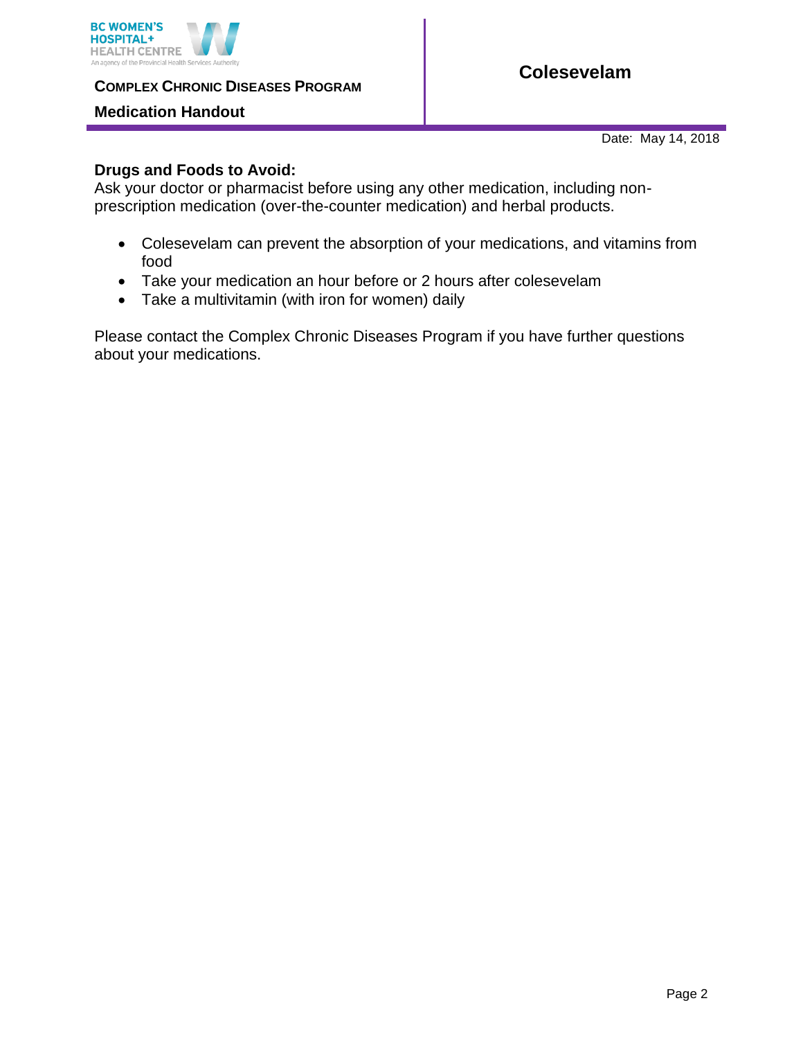## Drugs and Foods to Avoid:

Ask your doctor or pharmacist before using any other medication, including non-prescription medication (over-the-counter medication) and herbal products.

- Colesevelam can prevent the absorption of your medications, and vitamins from food
- Take your medication an hour before or 2 hours after colesevelam
- Take a multivitamin (with iron for women) daily

Please contact the Complex Chronic Diseases Program if you have further questions about your medications.